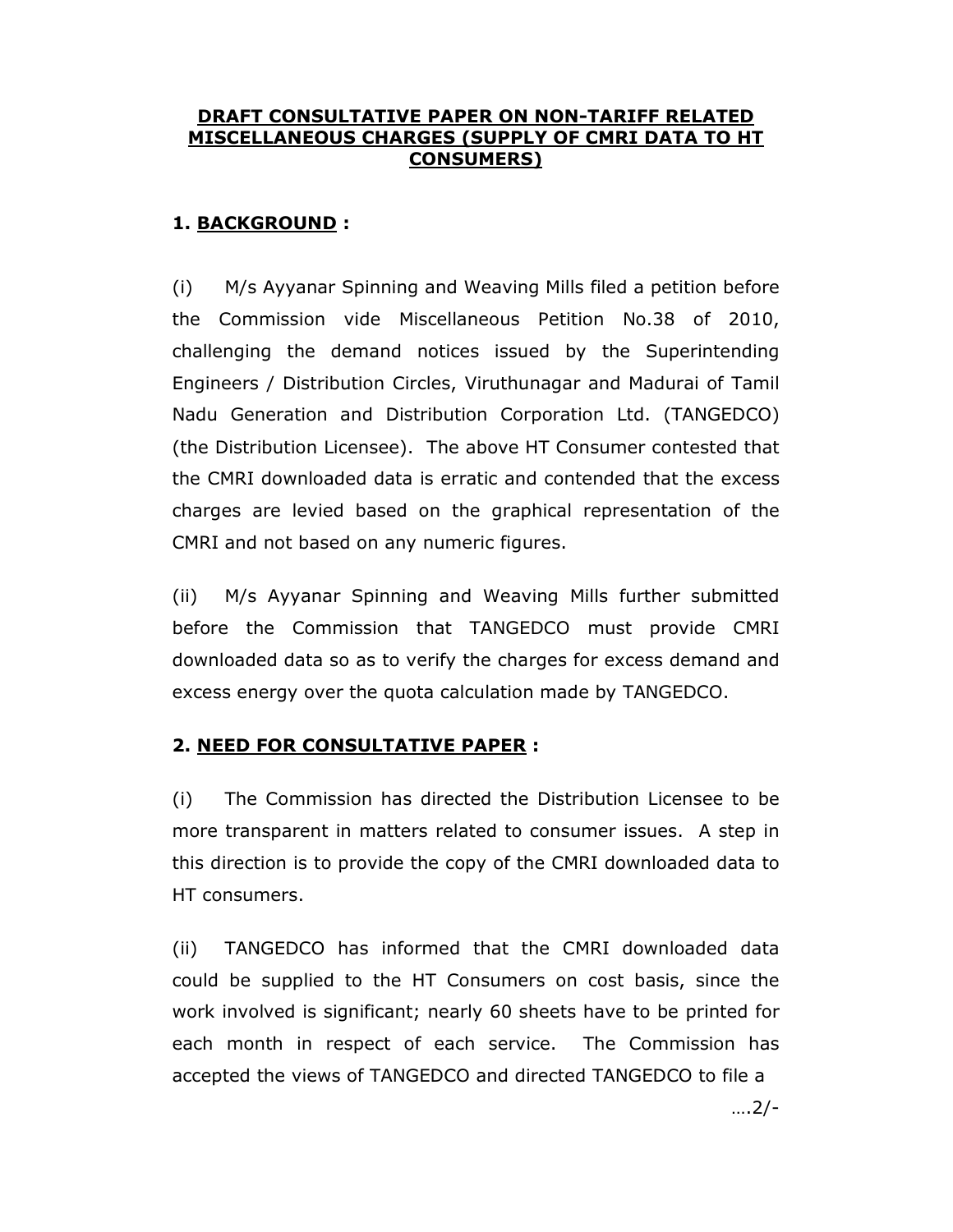# DRAFT CONSULTATIVE PAPER ON NON-TARIFF RELATED MISCELLANEOUS CHARGES (SUPPLY OF CMRI DATA TO HT CONSUMERS)

## 1. BACKGROUND :

(i) M/s Ayyanar Spinning and Weaving Mills filed a petition before the Commission vide Miscellaneous Petition No.38 of 2010, challenging the demand notices issued by the Superintending Engineers / Distribution Circles, Viruthunagar and Madurai of Tamil Nadu Generation and Distribution Corporation Ltd. (TANGEDCO) (the Distribution Licensee). The above HT Consumer contested that the CMRI downloaded data is erratic and contended that the excess charges are levied based on the graphical representation of the CMRI and not based on any numeric figures.

(ii) M/s Ayyanar Spinning and Weaving Mills further submitted before the Commission that TANGEDCO must provide CMRI downloaded data so as to verify the charges for excess demand and excess energy over the quota calculation made by TANGEDCO.

## 2. NEED FOR CONSULTATIVE PAPER :

(i) The Commission has directed the Distribution Licensee to be more transparent in matters related to consumer issues. A step in this direction is to provide the copy of the CMRI downloaded data to HT consumers.

(ii) TANGEDCO has informed that the CMRI downloaded data could be supplied to the HT Consumers on cost basis, since the work involved is significant; nearly 60 sheets have to be printed for each month in respect of each service. The Commission has accepted the views of TANGEDCO and directed TANGEDCO to file a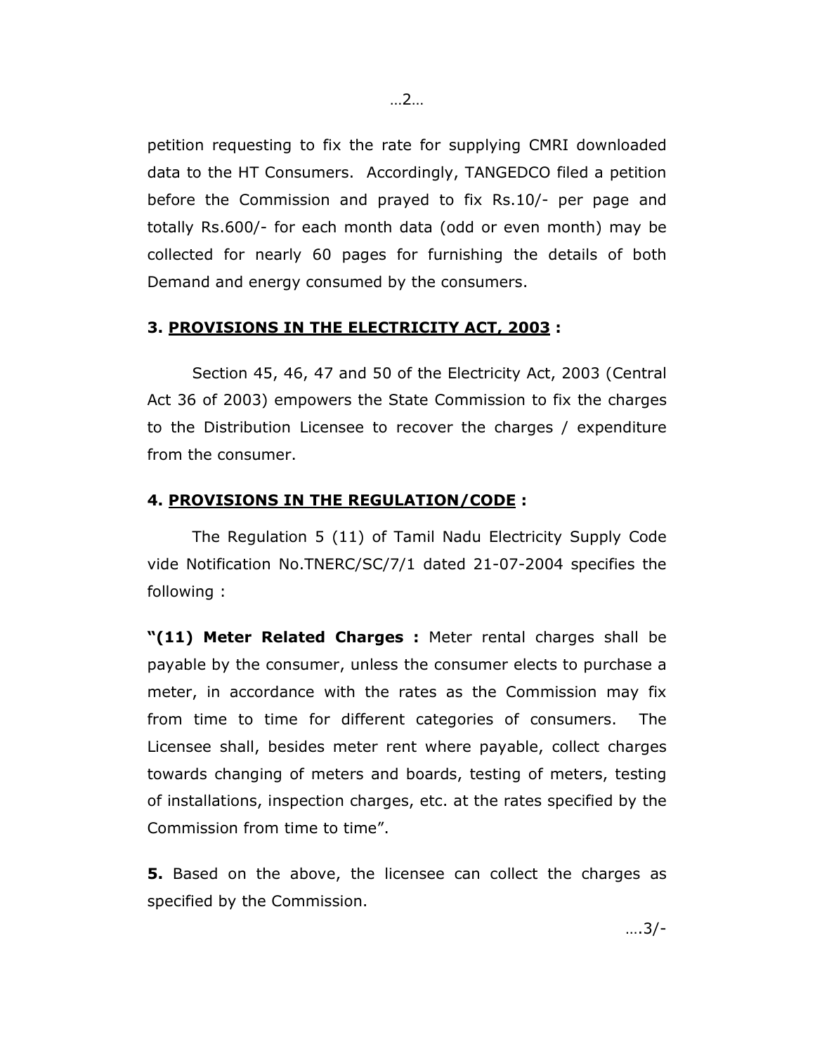petition requesting to fix the rate for supplying CMRI downloaded data to the HT Consumers. Accordingly, TANGEDCO filed a petition before the Commission and prayed to fix Rs.10/- per page and totally Rs.600/- for each month data (odd or even month) may be collected for nearly 60 pages for furnishing the details of both Demand and energy consumed by the consumers.

**3. PROVISIONS IN THE ELECTRICITY ACT, 2003 :**

Section 45, 46, 47 and 50 of the Electricity Act, 2003 (Central Act 36 of 2003) empowers the State Commission to fix the charges to the Distribution Licensee to recover the charges / expenditure from the consumer.

**4. PROVISIONS IN THE REGULATION/CODE :**

The Regulation 5 (11) of Tamil Nadu Electricity Supply Code vide Notification No.TNERC/SC/7/1 dated 21-07-2004 specifies the following :

**"(11) Meter Related Charges :** Meter rental charges shall be payable by the consumer, unless the consumer elects to purchase a meter, in accordance with the rates as the Commission may fix from time to time for different categories of consumers. The Licensee shall, besides meter rent where payable, collect charges towards changing of meters and boards, testing of meters, testing of installations, inspection charges, etc. at the rates specified by the Commission from time to time".

**5.** Based on the above, the licensee can collect the charges as specified by the Commission.

….3/-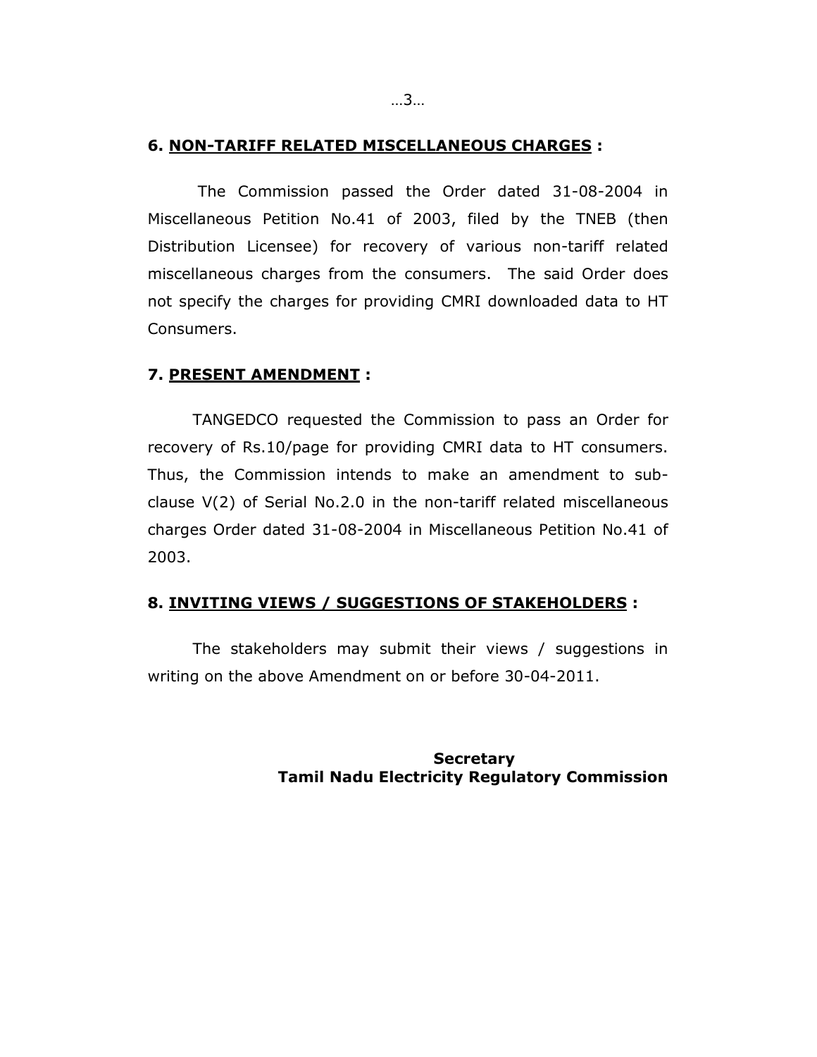**6. <u>NON-TARIFF RELATED MISCELLANEOUS CHARGES</u> :**

The Commission passed the Order dated 31-08-2004 in Miscellaneous Petition No.41 of 2003, filed by the TNEB (then Distribution Licensee) for recovery of various non-tariff related miscellaneous charges from the consumers. The said Order does not specify the charges for providing CMRI downloaded data to HT Consumers.

**7. <u>PRESENT AMENDMENT</u> :**

TANGEDCO requested the Commission to pass an Order for recovery of Rs.10/page for providing CMRI data to HT consumers. Thus, the Commission intends to make an amendment to sub-clause V(2) of Serial No.2.0 in the non-tariff related miscellaneous charges Order dated 31-08-2004 in Miscellaneous Petition No.41 of 2003.

**8. <u>INVITING VIEWS / SUGGESTIONS OF STAKEHOLDERS</u> :**

The stakeholders may submit their views / suggestions in writing on the above Amendment on or before 30-04-2011.

**Secretary**
**Tamil Nadu Electricity Regulatory Commission**